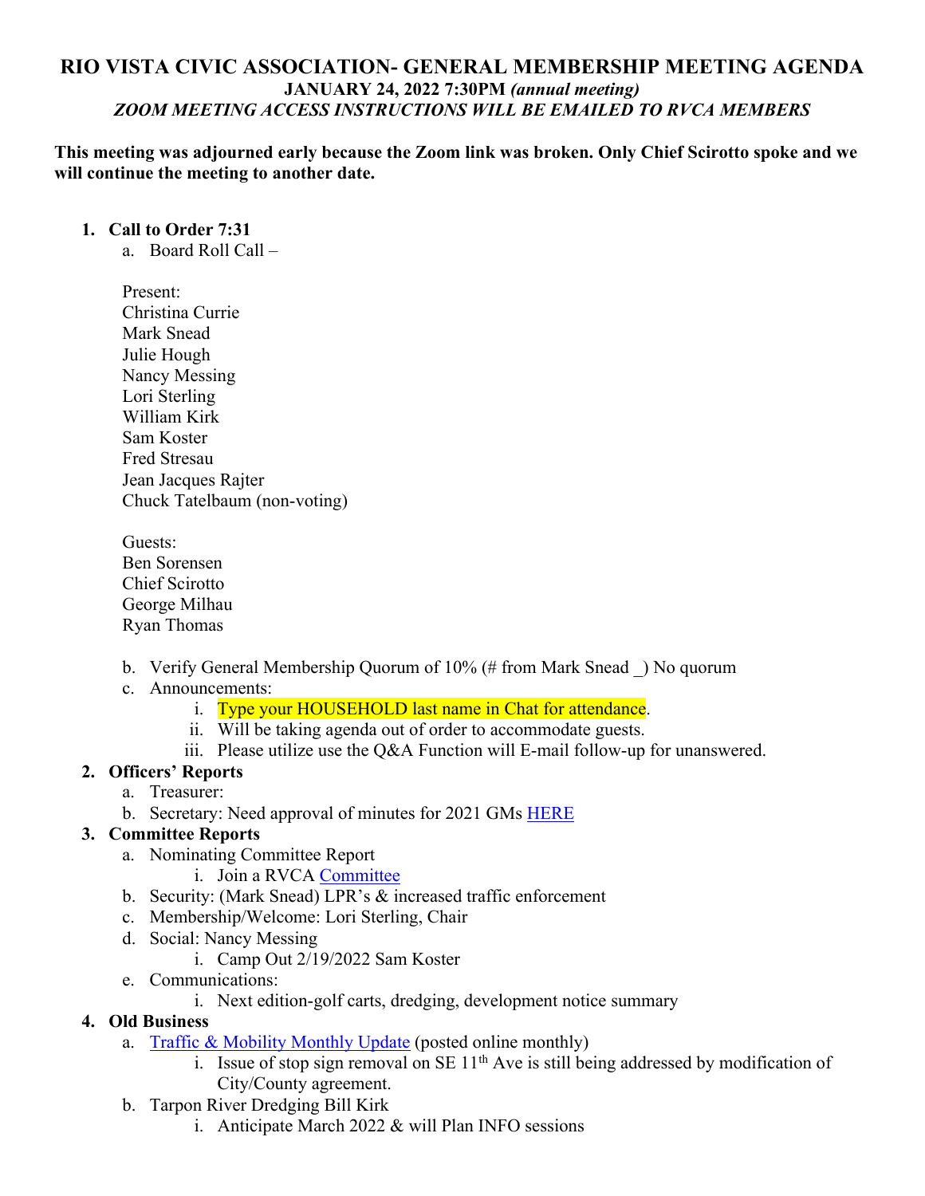# RIO VISTA CIVIC ASSOCIATION- GENERAL MEMBERSHIP MEETING AGENDA

**JANUARY 24, 2022 7:30PM *(annual meeting)***

***ZOOM MEETING ACCESS INSTRUCTIONS WILL BE EMAILED TO RVCA MEMBERS***

**This meeting was adjourned early because the Zoom link was broken. Only Chief Scirotto spoke and we will continue the meeting to another date.**

1. **Call to Order 7:31**
   a. Board Roll Call –

      Present:
      Christina Currie
      Mark Snead
      Julie Hough
      Nancy Messing
      Lori Sterling
      William Kirk
      Sam Koster
      Fred Stresau
      Jean Jacques Rajter
      Chuck Tatelbaum (non-voting)

      Guests:
      Ben Sorensen
      Chief Scirotto
      George Milhau
      Ryan Thomas

   b. Verify General Membership Quorum of 10% (# from Mark Snead _) No quorum
   c. Announcements:
      i. Type your HOUSEHOLD last name in Chat for attendance.
      ii. Will be taking agenda out of order to accommodate guests.
      iii. Please utilize use the Q&A Function will E-mail follow-up for unanswered.
2. **Officers' Reports**
   a. Treasurer:
   b. Secretary: Need approval of minutes for 2021 GMs HERE
3. **Committee Reports**
   a. Nominating Committee Report
      i. Join a RVCA Committee
   b. Security: (Mark Snead) LPR's & increased traffic enforcement
   c. Membership/Welcome: Lori Sterling, Chair
   d. Social: Nancy Messing
      i. Camp Out 2/19/2022 Sam Koster
   e. Communications:
      i. Next edition-golf carts, dredging, development notice summary
4. **Old Business**
   a. Traffic & Mobility Monthly Update (posted online monthly)
      i. Issue of stop sign removal on SE 11th Ave is still being addressed by modification of City/County agreement.
   b. Tarpon River Dredging Bill Kirk
      i. Anticipate March 2022 & will Plan INFO sessions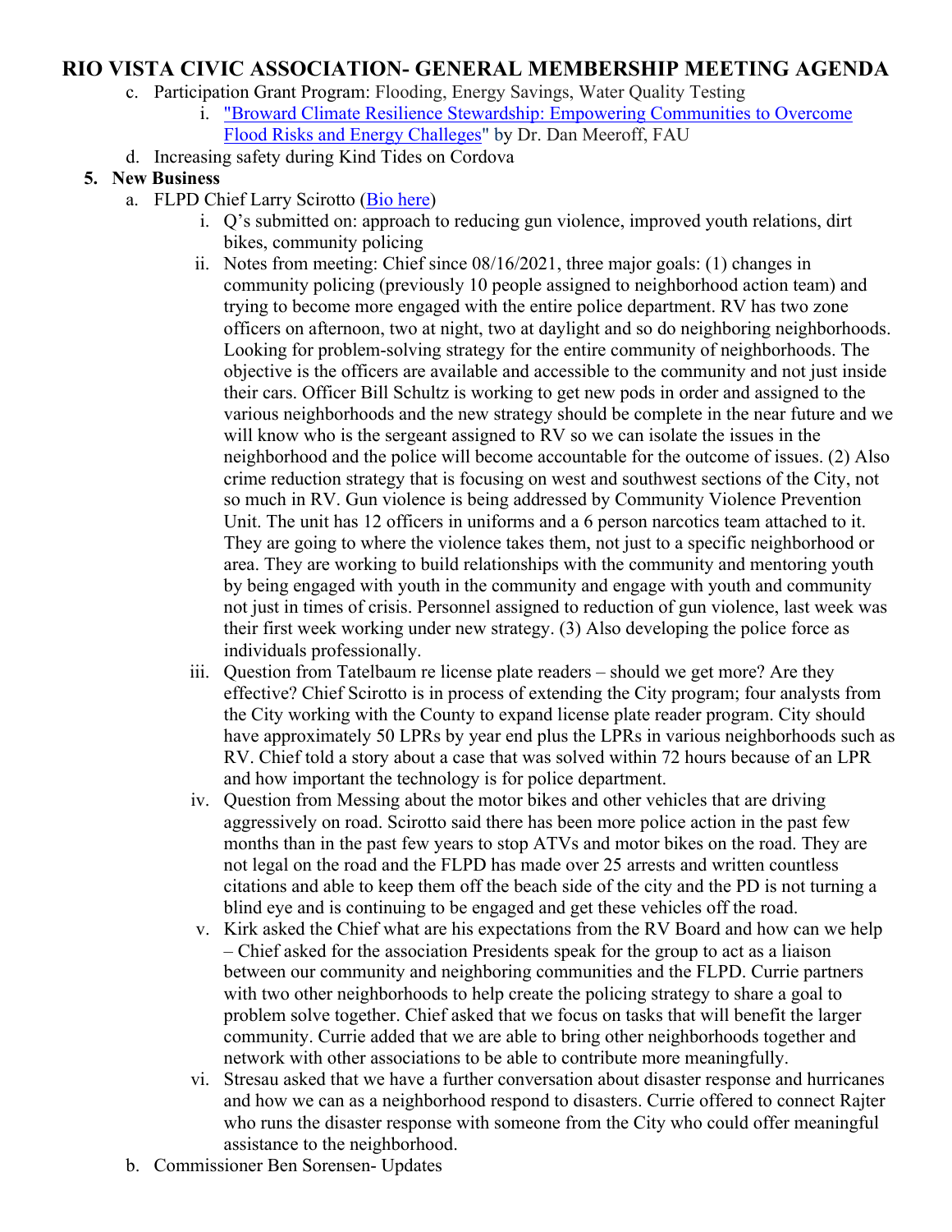# RIO VISTA CIVIC ASSOCIATION- GENERAL MEMBERSHIP MEETING AGENDA

c. Participation Grant Program: Flooding, Energy Savings, Water Quality Testing
   i. "Broward Climate Resilience Stewardship: Empowering Communities to Overcome Flood Risks and Energy Challeges" by Dr. Dan Meeroff, FAU

d. Increasing safety during Kind Tides on Cordova

**5. New Business**

a. FLPD Chief Larry Scirotto (Bio here)
   i. Q's submitted on: approach to reducing gun violence, improved youth relations, dirt bikes, community policing
   ii. Notes from meeting: Chief since 08/16/2021, three major goals: (1) changes in community policing (previously 10 people assigned to neighborhood action team) and trying to become more engaged with the entire police department. RV has two zone officers on afternoon, two at night, two at daylight and so do neighboring neighborhoods. Looking for problem-solving strategy for the entire community of neighborhoods. The objective is the officers are available and accessible to the community and not just inside their cars. Officer Bill Schultz is working to get new pods in order and assigned to the various neighborhoods and the new strategy should be complete in the near future and we will know who is the sergeant assigned to RV so we can isolate the issues in the neighborhood and the police will become accountable for the outcome of issues. (2) Also crime reduction strategy that is focusing on west and southwest sections of the City, not so much in RV. Gun violence is being addressed by Community Violence Prevention Unit. The unit has 12 officers in uniforms and a 6 person narcotics team attached to it. They are going to where the violence takes them, not just to a specific neighborhood or area. They are working to build relationships with the community and mentoring youth by being engaged with youth in the community and engage with youth and community not just in times of crisis. Personnel assigned to reduction of gun violence, last week was their first week working under new strategy. (3) Also developing the police force as individuals professionally.
   iii. Question from Tatelbaum re license plate readers – should we get more? Are they effective? Chief Scirotto is in process of extending the City program; four analysts from the City working with the County to expand license plate reader program. City should have approximately 50 LPRs by year end plus the LPRs in various neighborhoods such as RV. Chief told a story about a case that was solved within 72 hours because of an LPR and how important the technology is for police department.
   iv. Question from Messing about the motor bikes and other vehicles that are driving aggressively on road. Scirotto said there has been more police action in the past few months than in the past few years to stop ATVs and motor bikes on the road. They are not legal on the road and the FLPD has made over 25 arrests and written countless citations and able to keep them off the beach side of the city and the PD is not turning a blind eye and is continuing to be engaged and get these vehicles off the road.
   v. Kirk asked the Chief what are his expectations from the RV Board and how can we help – Chief asked for the association Presidents speak for the group to act as a liaison between our community and neighboring communities and the FLPD. Currie partners with two other neighborhoods to help create the policing strategy to share a goal to problem solve together. Chief asked that we focus on tasks that will benefit the larger community. Currie added that we are able to bring other neighborhoods together and network with other associations to be able to contribute more meaningfully.
   vi. Stresau asked that we have a further conversation about disaster response and hurricanes and how we can as a neighborhood respond to disasters. Currie offered to connect Rajter who runs the disaster response with someone from the City who could offer meaningful assistance to the neighborhood.

b. Commissioner Ben Sorensen- Updates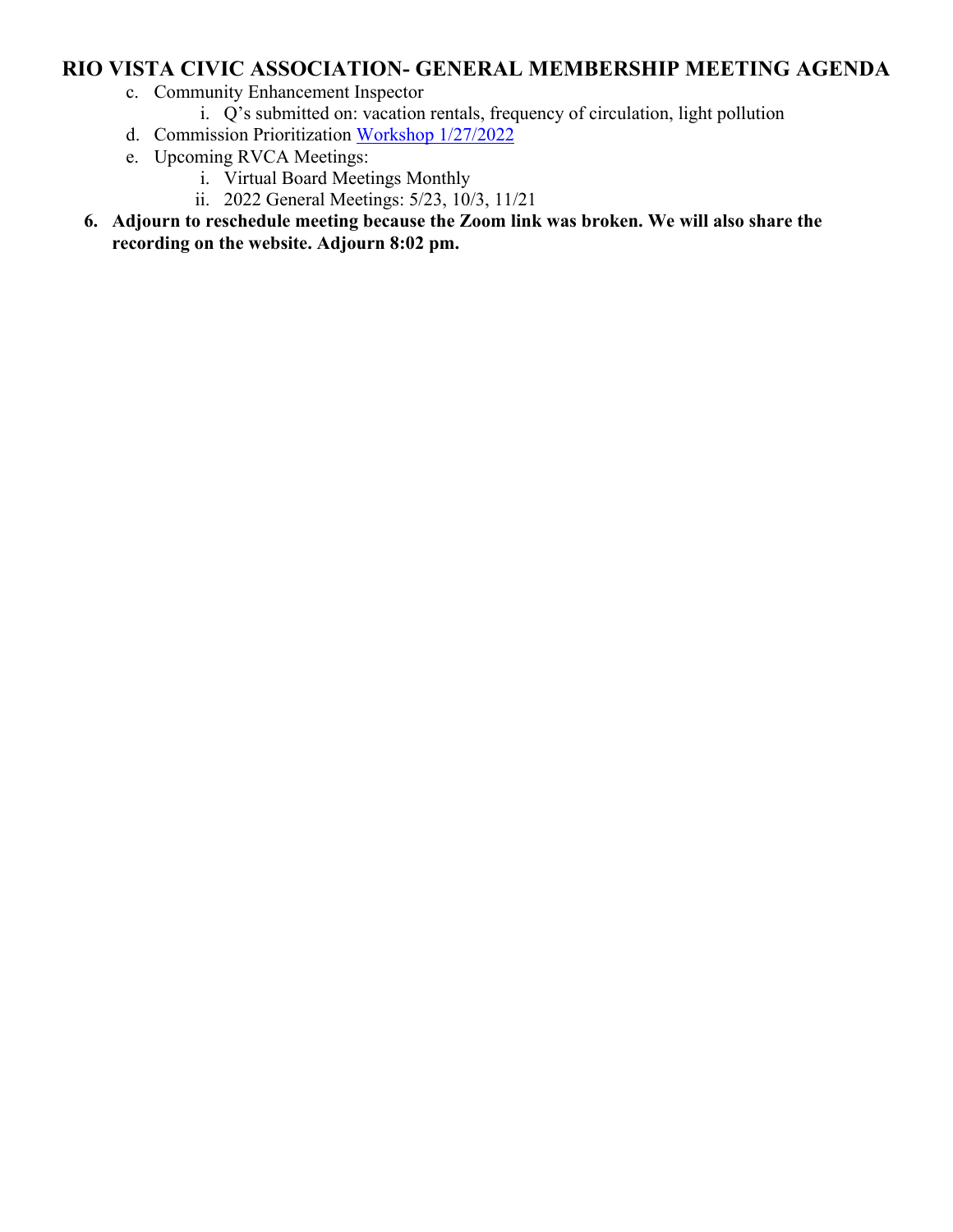# RIO VISTA CIVIC ASSOCIATION- GENERAL MEMBERSHIP MEETING AGENDA

c. Community Enhancement Inspector
   i. Q's submitted on: vacation rentals, frequency of circulation, light pollution
d. Commission Prioritization Workshop 1/27/2022
e. Upcoming RVCA Meetings:
   i. Virtual Board Meetings Monthly
   ii. 2022 General Meetings: 5/23, 10/3, 11/21

6. **Adjourn to reschedule meeting because the Zoom link was broken. We will also share the recording on the website. Adjourn 8:02 pm.**